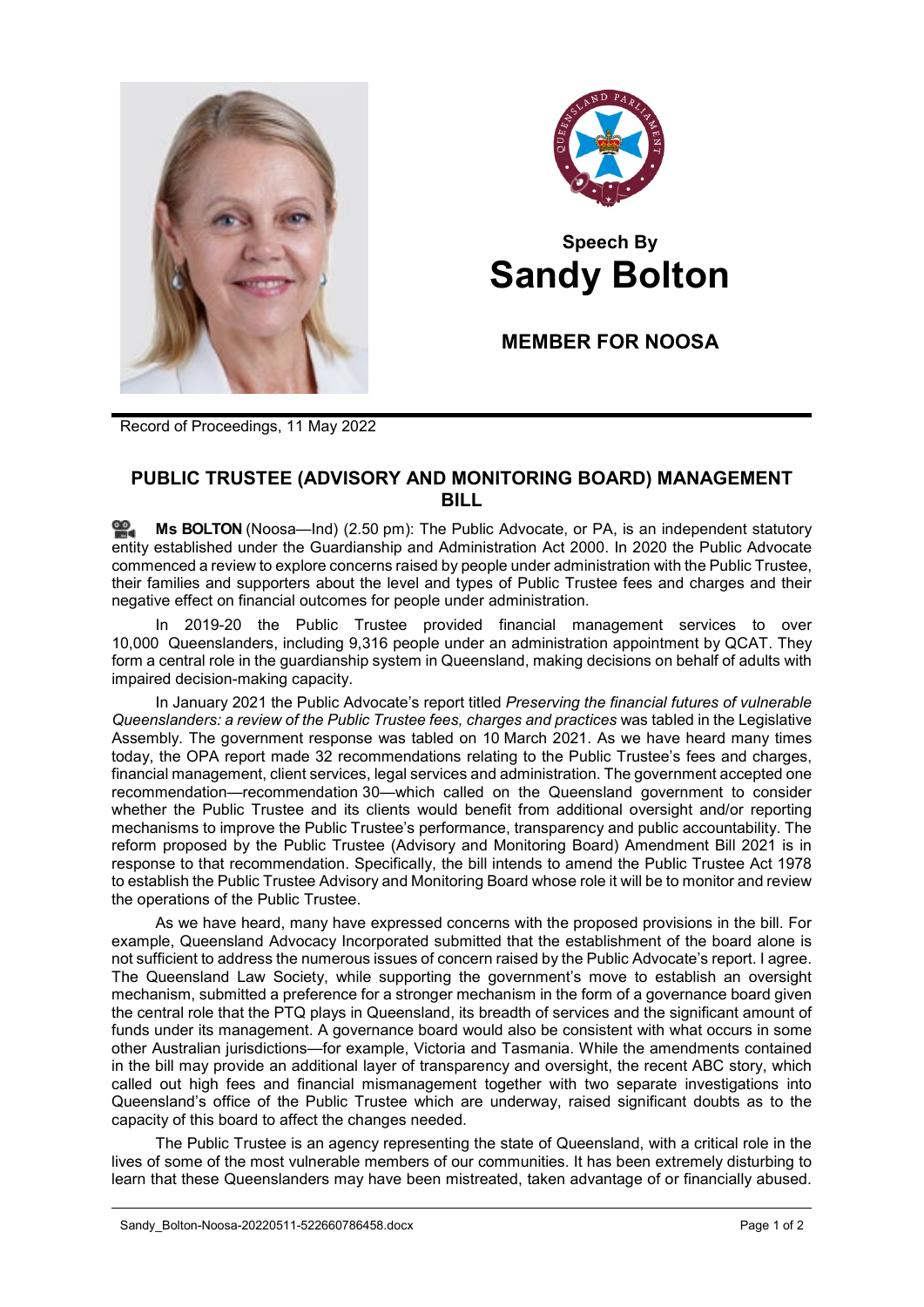Speech By
# Sandy Bolton

## MEMBER FOR NOOSA

Record of Proceedings, 11 May 2022

## PUBLIC TRUSTEE (ADVISORY AND MONITORING BOARD) MANAGEMENT BILL

**Ms BOLTON** (Noosa—Ind) (2.50 pm): The Public Advocate, or PA, is an independent statutory entity established under the Guardianship and Administration Act 2000. In 2020 the Public Advocate commenced a review to explore concerns raised by people under administration with the Public Trustee, their families and supporters about the level and types of Public Trustee fees and charges and their negative effect on financial outcomes for people under administration.

In 2019-20 the Public Trustee provided financial management services to over 10,000 Queenslanders, including 9,316 people under an administration appointment by QCAT. They form a central role in the guardianship system in Queensland, making decisions on behalf of adults with impaired decision-making capacity.

In January 2021 the Public Advocate's report titled *Preserving the financial futures of vulnerable Queenslanders: a review of the Public Trustee fees, charges and practices* was tabled in the Legislative Assembly. The government response was tabled on 10 March 2021. As we have heard many times today, the OPA report made 32 recommendations relating to the Public Trustee's fees and charges, financial management, client services, legal services and administration. The government accepted one recommendation—recommendation 30—which called on the Queensland government to consider whether the Public Trustee and its clients would benefit from additional oversight and/or reporting mechanisms to improve the Public Trustee's performance, transparency and public accountability. The reform proposed by the Public Trustee (Advisory and Monitoring Board) Amendment Bill 2021 is in response to that recommendation. Specifically, the bill intends to amend the Public Trustee Act 1978 to establish the Public Trustee Advisory and Monitoring Board whose role it will be to monitor and review the operations of the Public Trustee.

As we have heard, many have expressed concerns with the proposed provisions in the bill. For example, Queensland Advocacy Incorporated submitted that the establishment of the board alone is not sufficient to address the numerous issues of concern raised by the Public Advocate's report. I agree. The Queensland Law Society, while supporting the government's move to establish an oversight mechanism, submitted a preference for a stronger mechanism in the form of a governance board given the central role that the PTQ plays in Queensland, its breadth of services and the significant amount of funds under its management. A governance board would also be consistent with what occurs in some other Australian jurisdictions—for example, Victoria and Tasmania. While the amendments contained in the bill may provide an additional layer of transparency and oversight, the recent ABC story, which called out high fees and financial mismanagement together with two separate investigations into Queensland's office of the Public Trustee which are underway, raised significant doubts as to the capacity of this board to affect the changes needed.

The Public Trustee is an agency representing the state of Queensland, with a critical role in the lives of some of the most vulnerable members of our communities. It has been extremely disturbing to learn that these Queenslanders may have been mistreated, taken advantage of or financially abused.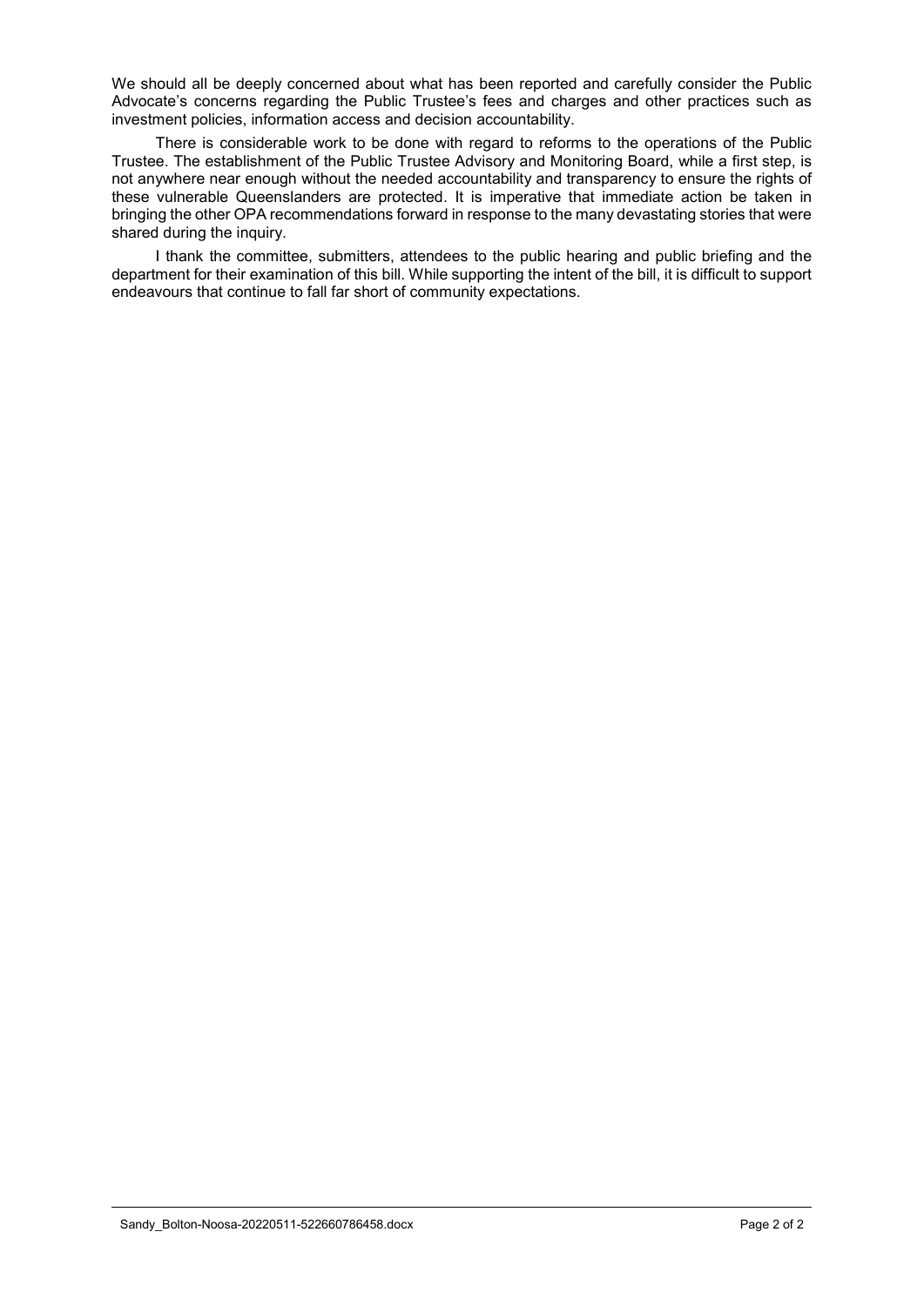We should all be deeply concerned about what has been reported and carefully consider the Public Advocate's concerns regarding the Public Trustee's fees and charges and other practices such as investment policies, information access and decision accountability.

There is considerable work to be done with regard to reforms to the operations of the Public Trustee. The establishment of the Public Trustee Advisory and Monitoring Board, while a first step, is not anywhere near enough without the needed accountability and transparency to ensure the rights of these vulnerable Queenslanders are protected. It is imperative that immediate action be taken in bringing the other OPA recommendations forward in response to the many devastating stories that were shared during the inquiry.

I thank the committee, submitters, attendees to the public hearing and public briefing and the department for their examination of this bill. While supporting the intent of the bill, it is difficult to support endeavours that continue to fall far short of community expectations.